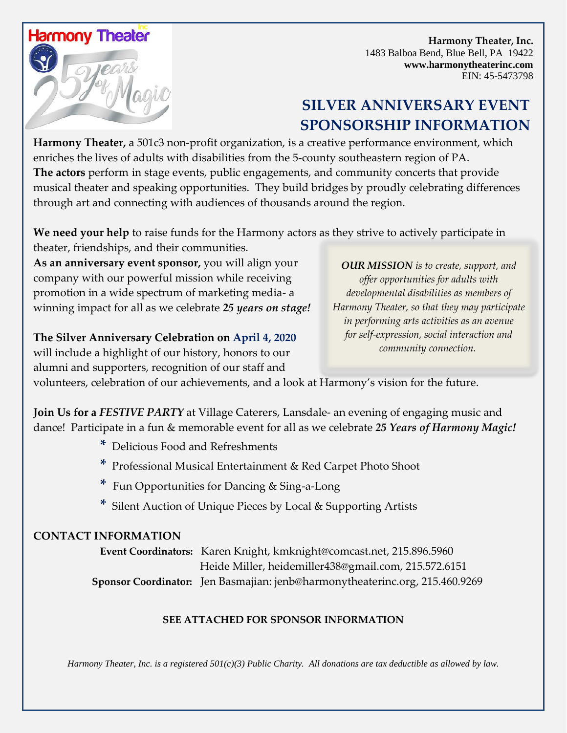**Harmony Theater, Inc.**
1483 Balboa Bend, Blue Bell, PA 19422
**www.harmonytheaterinc.com**
EIN: 45-5473798

# SILVER ANNIVERSARY EVENT SPONSORSHIP INFORMATION

**Harmony Theater,** a 501c3 non-profit organization, is a creative performance environment, which enriches the lives of adults with disabilities from the 5-county southeastern region of PA.
**The actors** perform in stage events, public engagements, and community concerts that provide musical theater and speaking opportunities. They build bridges by proudly celebrating differences through art and connecting with audiences of thousands around the region.

**We need your help** to raise funds for the Harmony actors as they strive to actively participate in theater, friendships, and their communities.
**As an anniversary event sponsor,** you will align your company with our powerful mission while receiving promotion in a wide spectrum of marketing media- a winning impact for all as we celebrate ***25 years on stage!***

***OUR MISSION*** *is to create, support, and offer opportunities for adults with developmental disabilities as members of Harmony Theater, so that they may participate in performing arts activities as an avenue for self-expression, social interaction and community connection.*

**The Silver Anniversary Celebration on April 4, 2020** will include a highlight of our history, honors to our alumni and supporters, recognition of our staff and volunteers, celebration of our achievements, and a look at Harmony's vision for the future.

**Join Us for a *FESTIVE PARTY*** at Village Caterers, Lansdale- an evening of engaging music and dance! Participate in a fun & memorable event for all as we celebrate ***25 Years of Harmony Magic!***

* Delicious Food and Refreshments
* Professional Musical Entertainment & Red Carpet Photo Shoot
* Fun Opportunities for Dancing & Sing-a-Long
* Silent Auction of Unique Pieces by Local & Supporting Artists

## CONTACT INFORMATION

**Event Coordinators:** Karen Knight, kmknight@comcast.net, 215.896.5960
Heide Miller, heidemiller438@gmail.com, 215.572.6151
**Sponsor Coordinator:** Jen Basmajian: jenb@harmonytheaterinc.org, 215.460.9269

**SEE ATTACHED FOR SPONSOR INFORMATION**

*Harmony Theater, Inc. is a registered 501(c)(3) Public Charity. All donations are tax deductible as allowed by law.*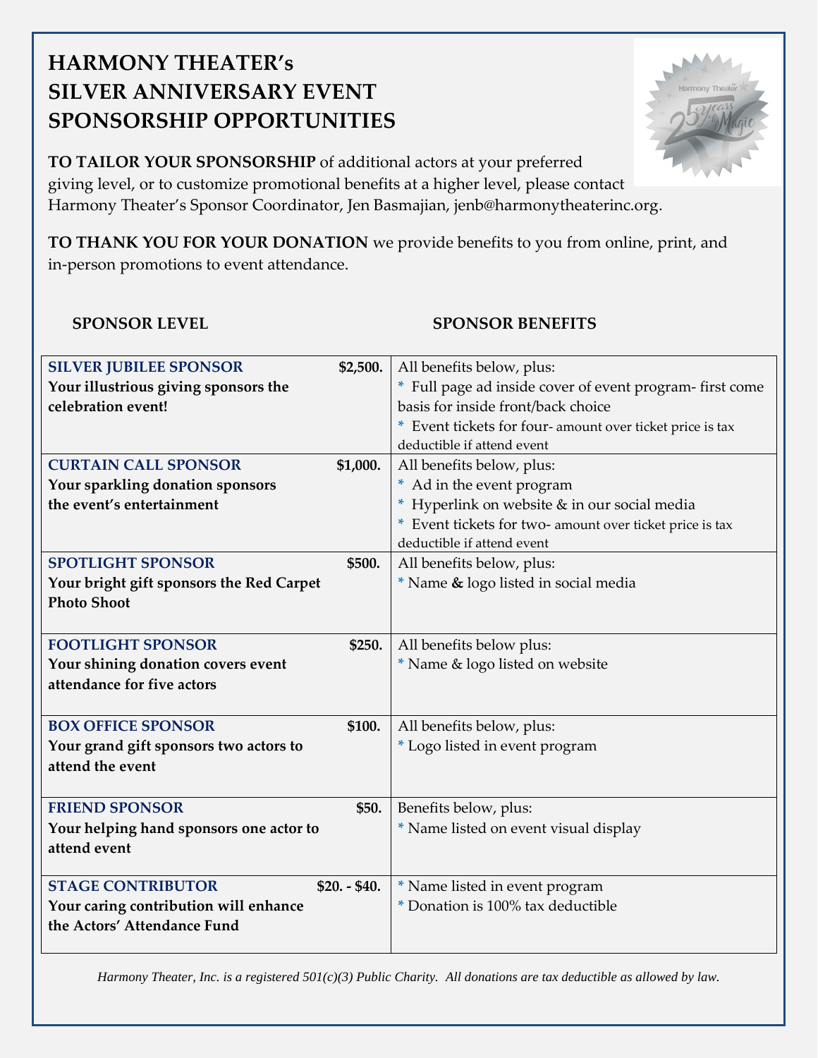# HARMONY THEATER's SILVER ANNIVERSARY EVENT SPONSORSHIP OPPORTUNITIES

**TO TAILOR YOUR SPONSORSHIP** of additional actors at your preferred giving level, or to customize promotional benefits at a higher level, please contact Harmony Theater's Sponsor Coordinator, Jen Basmajian, jenb@harmonytheaterinc.org.

**TO THANK YOU FOR YOUR DONATION** we provide benefits to you from online, print, and in-person promotions to event attendance.

| SPONSOR LEVEL | | SPONSOR BENEFITS |
|---|---|---|
| **SILVER JUBILEE SPONSOR**<br>**Your illustrious giving sponsors the celebration event!** | **$2,500.** | All benefits below, plus:<br>* Full page ad inside cover of event program- first come basis for inside front/back choice<br>* Event tickets for four- amount over ticket price is tax deductible if attend event |
| **CURTAIN CALL SPONSOR**<br>**Your sparkling donation sponsors the event's entertainment** | **$1,000.** | All benefits below, plus:<br>* Ad in the event program<br>* Hyperlink on website & in our social media<br>* Event tickets for two- amount over ticket price is tax deductible if attend event |
| **SPOTLIGHT SPONSOR**<br>**Your bright gift sponsors the Red Carpet Photo Shoot** | **$500.** | All benefits below, plus:<br>* Name & logo listed in social media |
| **FOOTLIGHT SPONSOR**<br>**Your shining donation covers event attendance for five actors** | **$250.** | All benefits below plus:<br>* Name & logo listed on website |
| **BOX OFFICE SPONSOR**<br>**Your grand gift sponsors two actors to attend the event** | **$100.** | All benefits below, plus:<br>* Logo listed in event program |
| **FRIEND SPONSOR**<br>**Your helping hand sponsors one actor to attend event** | **$50.** | Benefits below, plus:<br>* Name listed on event visual display |
| **STAGE CONTRIBUTOR**<br>**Your caring contribution will enhance the Actors' Attendance Fund** | **$20. - $40.** | * Name listed in event program<br>* Donation is 100% tax deductible |

*Harmony Theater, Inc. is a registered 501(c)(3) Public Charity. All donations are tax deductible as allowed by law.*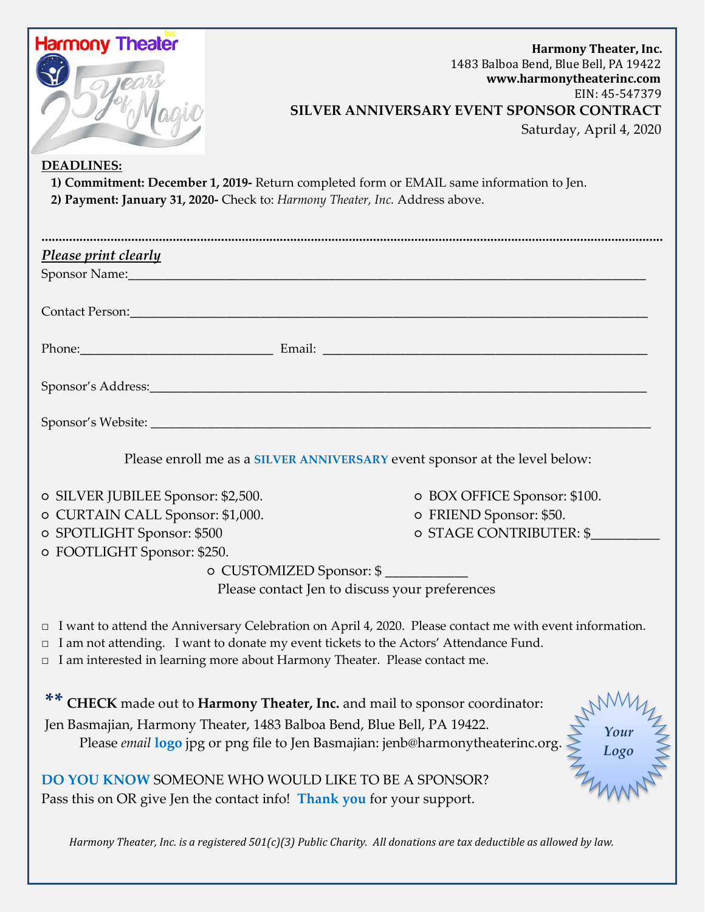Harmony Theater Inc

25 Years of Magic

**Harmony Theater, Inc.**
1483 Balboa Bend, Blue Bell, PA 19422
**www.harmonytheaterinc.com**
EIN: 45-547379

**SILVER ANNIVERSARY EVENT SPONSOR CONTRACT**

Saturday, April 4, 2020

**DEADLINES:**

1) **Commitment: December 1, 2019-** Return completed form or EMAIL same information to Jen.
2) **Payment: January 31, 2020-** Check to: *Harmony Theater, Inc.* Address above.

---

***Please print clearly***

Sponsor Name:_______________________________________________

Contact Person:_______________________________________________

Phone:______________________ Email: ______________________________

Sponsor's Address:____________________________________________

Sponsor's Website: ____________________________________________

Please enroll me as a **SILVER ANNIVERSARY** event sponsor at the level below:

- SILVER JUBILEE Sponsor: $2,500.
- CURTAIN CALL Sponsor: $1,000.
- SPOTLIGHT Sponsor: $500
- FOOTLIGHT Sponsor: $250.
- BOX OFFICE Sponsor: $100.
- FRIEND Sponsor: $50.
- STAGE CONTRIBUTER: $__________
- CUSTOMIZED Sponsor: $ ___________
  Please contact Jen to discuss your preferences

- □ I want to attend the Anniversary Celebration on April 4, 2020. Please contact me with event information.
- □ I am not attending. I want to donate my event tickets to the Actors' Attendance Fund.
- □ I am interested in learning more about Harmony Theater. Please contact me.

**** CHECK** made out to **Harmony Theater, Inc.** and mail to sponsor coordinator:
Jen Basmajian, Harmony Theater, 1483 Balboa Bend, Blue Bell, PA 19422.
Please *email* **logo** jpg or png file to Jen Basmajian: jenb@harmonytheaterinc.org.

***Your Logo***

**DO YOU KNOW** SOMEONE WHO WOULD LIKE TO BE A SPONSOR?
Pass this on OR give Jen the contact info! **Thank you** for your support.

*Harmony Theater, Inc. is a registered 501(c)(3) Public Charity. All donations are tax deductible as allowed by law.*